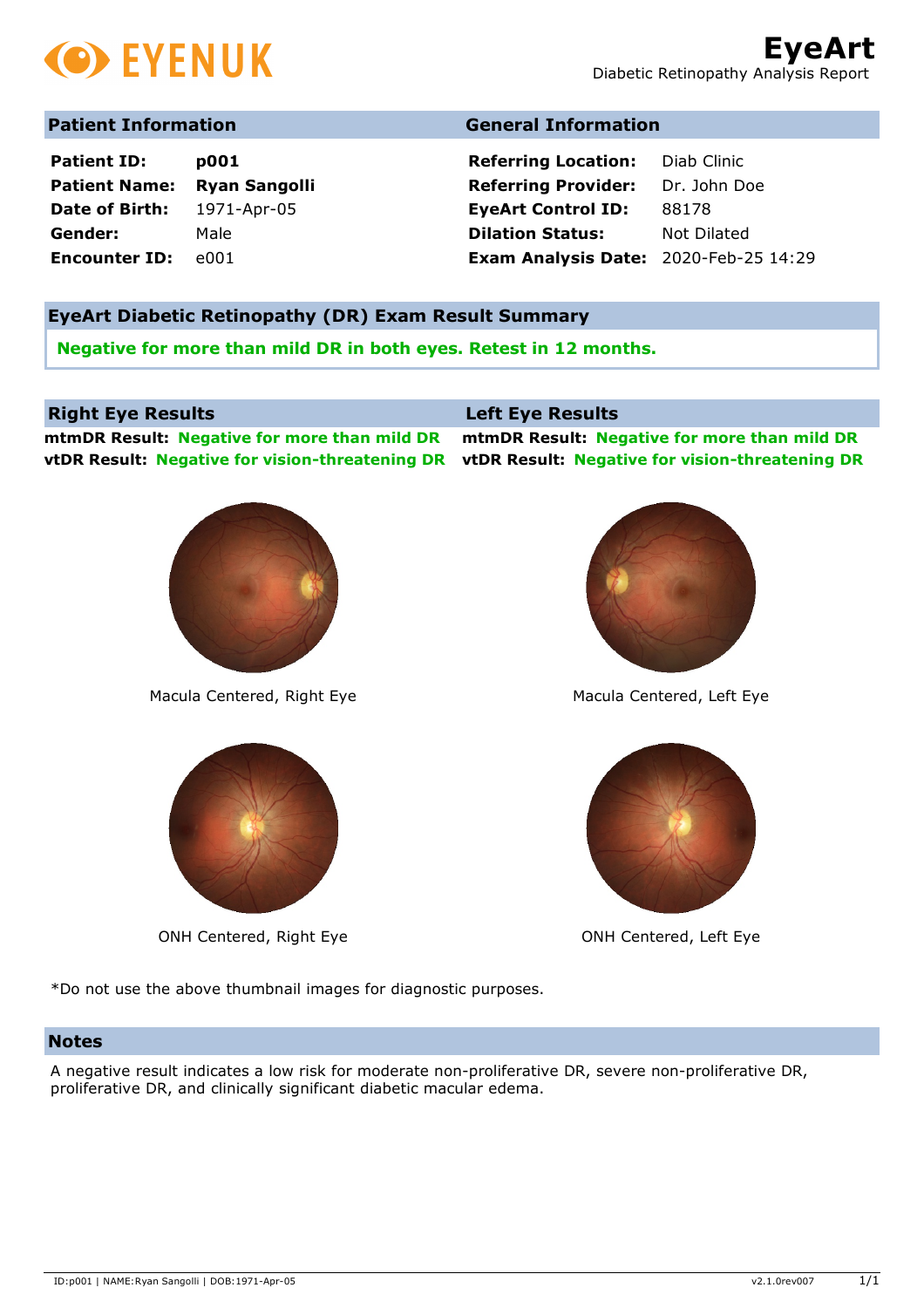**EYENUK**

# EyeArt

Diabetic Retinopathy Analysis Report

## Patient Information

**Patient ID:** **p001**
**Patient Name:** **Ryan Sangolli**
**Date of Birth:** 1971-Apr-05
**Gender:** Male
**Encounter ID:** e001

## General Information

**Referring Location:** Diab Clinic
**Referring Provider:** Dr. John Doe
**EyeArt Control ID:** 88178
**Dilation Status:** Not Dilated
**Exam Analysis Date:** 2020-Feb-25 14:29

## EyeArt Diabetic Retinopathy (DR) Exam Result Summary

**Negative for more than mild DR in both eyes. Retest in 12 months.**

## Right Eye Results

**mtmDR Result:** **Negative for more than mild DR**
**vtDR Result:** **Negative for vision-threatening DR**

## Left Eye Results

**mtmDR Result:** **Negative for more than mild DR**
**vtDR Result:** **Negative for vision-threatening DR**

Macula Centered, Right Eye

Macula Centered, Left Eye

ONH Centered, Right Eye

ONH Centered, Left Eye

*Do not use the above thumbnail images for diagnostic purposes.

## Notes

A negative result indicates a low risk for moderate non-proliferative DR, severe non-proliferative DR, proliferative DR, and clinically significant diabetic macular edema.

ID:p001 | NAME:Ryan Sangolli | DOB:1971-Apr-05 v2.1.0rev007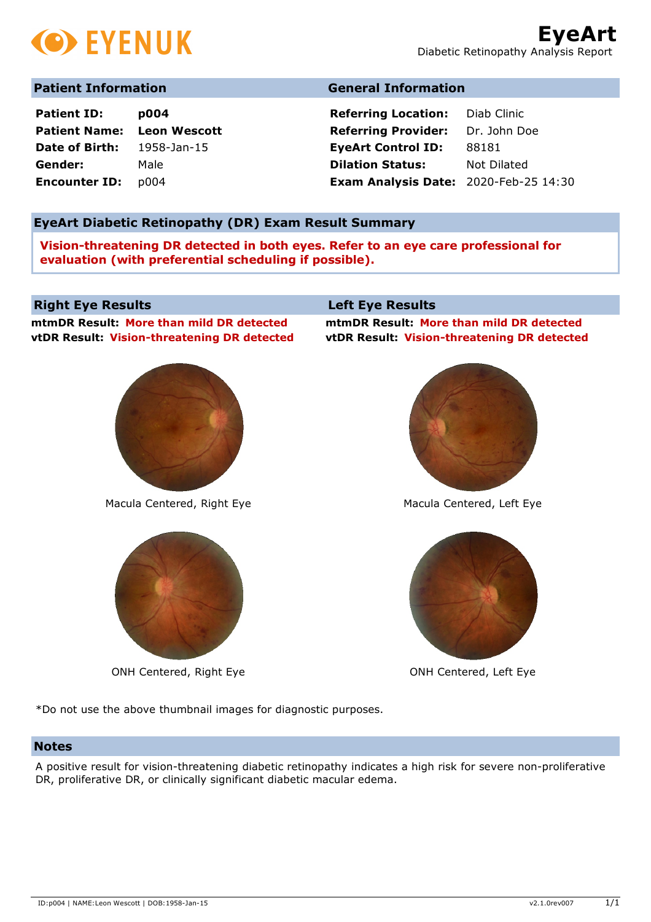# EYENUK

# EyeArt

Diabetic Retinopathy Analysis Report

## Patient Information

| | |
|---|---|
| **Patient ID:** | **p004** |
| **Patient Name:** | **Leon Wescott** |
| **Date of Birth:** | 1958-Jan-15 |
| **Gender:** | Male |
| **Encounter ID:** | p004 |

## General Information

| | |
|---|---|
| **Referring Location:** | Diab Clinic |
| **Referring Provider:** | Dr. John Doe |
| **EyeArt Control ID:** | 88181 |
| **Dilation Status:** | Not Dilated |
| **Exam Analysis Date:** | 2020-Feb-25 14:30 |

## EyeArt Diabetic Retinopathy (DR) Exam Result Summary

**Vision-threatening DR detected in both eyes. Refer to an eye care professional for evaluation (with preferential scheduling if possible).**

## Right Eye Results

**mtmDR Result:** **More than mild DR detected**
**vtDR Result:** **Vision-threatening DR detected**

Macula Centered, Right Eye

ONH Centered, Right Eye

## Left Eye Results

**mtmDR Result:** **More than mild DR detected**
**vtDR Result:** **Vision-threatening DR detected**

Macula Centered, Left Eye

ONH Centered, Left Eye

*Do not use the above thumbnail images for diagnostic purposes.

## Notes

A positive result for vision-threatening diabetic retinopathy indicates a high risk for severe non-proliferative DR, proliferative DR, or clinically significant diabetic macular edema.